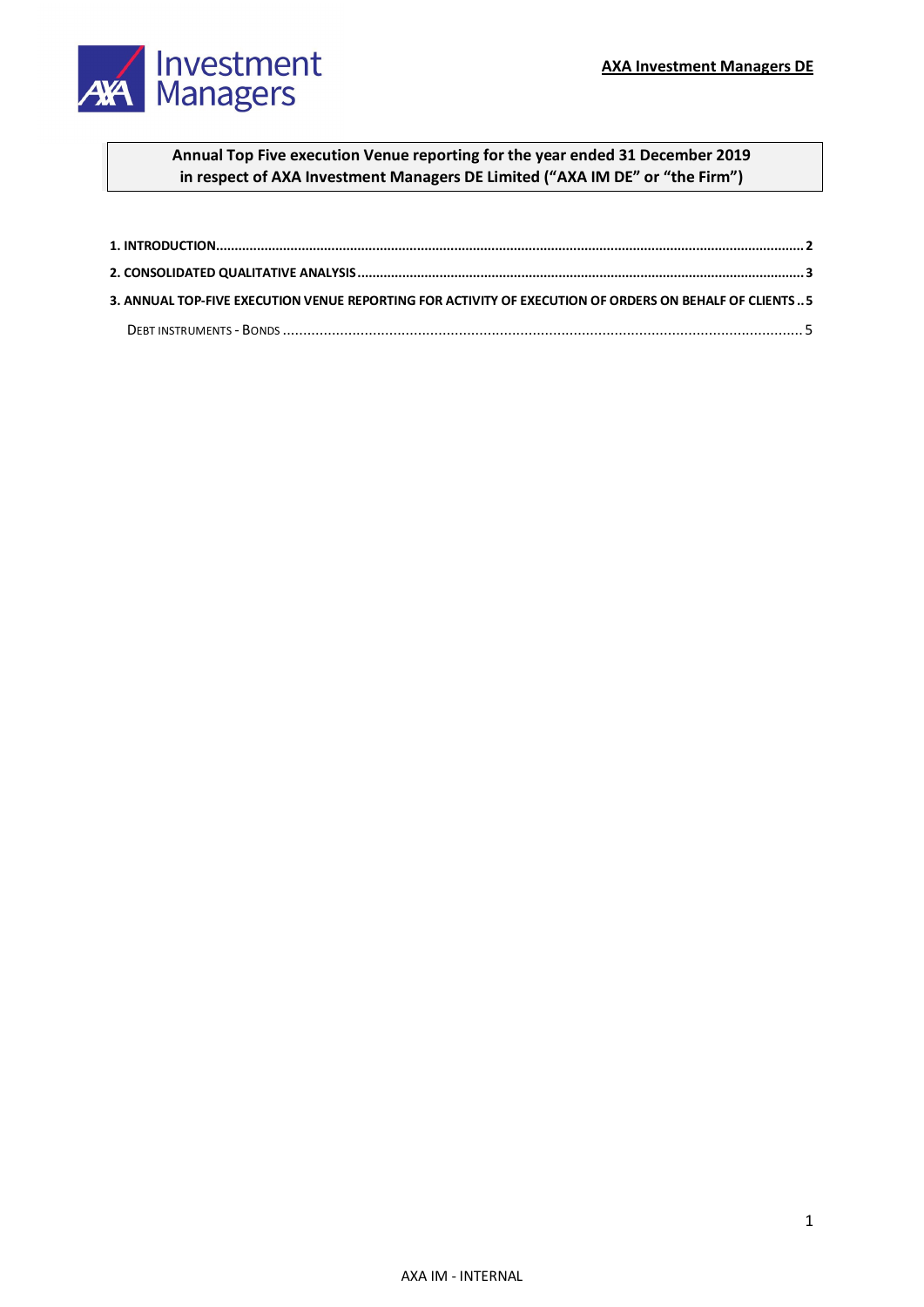**AXA Investment Managers DE**

**Annual Top Five execution Venue reporting for the year ended 31 December 2019 in respect of AXA Investment Managers DE Limited ("AXA IM DE" or "the Firm")**

**1. INTRODUCTION** ........ 2

**2. CONSOLIDATED QUALITATIVE ANALYSIS** ........ 3

**3. ANNUAL TOP-FIVE EXECUTION VENUE REPORTING FOR ACTIVITY OF EXECUTION OF ORDERS ON BEHALF OF CLIENTS** .. 5

- DEBT INSTRUMENTS - BONDS ........ 5

AXA IM - INTERNAL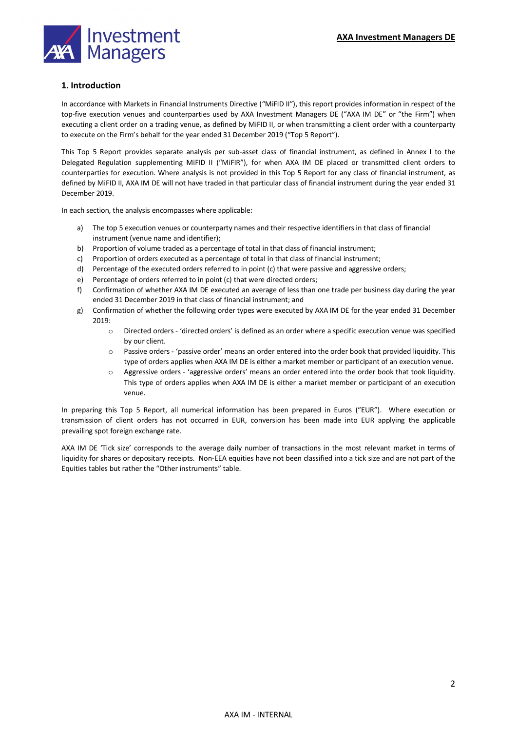## 1. Introduction

In accordance with Markets in Financial Instruments Directive ("MiFID II"), this report provides information in respect of the top-five execution venues and counterparties used by AXA Investment Managers DE ("AXA IM DE" or "the Firm") when executing a client order on a trading venue, as defined by MiFID II, or when transmitting a client order with a counterparty to execute on the Firm's behalf for the year ended 31 December 2019 ("Top 5 Report").

This Top 5 Report provides separate analysis per sub-asset class of financial instrument, as defined in Annex I to the Delegated Regulation supplementing MiFID II ("MiFIR"), for when AXA IM DE placed or transmitted client orders to counterparties for execution. Where analysis is not provided in this Top 5 Report for any class of financial instrument, as defined by MiFID II, AXA IM DE will not have traded in that particular class of financial instrument during the year ended 31 December 2019.

In each section, the analysis encompasses where applicable:

a) The top 5 execution venues or counterparty names and their respective identifiers in that class of financial instrument (venue name and identifier);
b) Proportion of volume traded as a percentage of total in that class of financial instrument;
c) Proportion of orders executed as a percentage of total in that class of financial instrument;
d) Percentage of the executed orders referred to in point (c) that were passive and aggressive orders;
e) Percentage of orders referred to in point (c) that were directed orders;
f) Confirmation of whether AXA IM DE executed an average of less than one trade per business day during the year ended 31 December 2019 in that class of financial instrument; and
g) Confirmation of whether the following order types were executed by AXA IM DE for the year ended 31 December 2019:
    - Directed orders - 'directed orders' is defined as an order where a specific execution venue was specified by our client.
    - Passive orders - 'passive order' means an order entered into the order book that provided liquidity. This type of orders applies when AXA IM DE is either a market member or participant of an execution venue.
    - Aggressive orders - 'aggressive orders' means an order entered into the order book that took liquidity. This type of orders applies when AXA IM DE is either a market member or participant of an execution venue.

In preparing this Top 5 Report, all numerical information has been prepared in Euros ("EUR"). Where execution or transmission of client orders has not occurred in EUR, conversion has been made into EUR applying the applicable prevailing spot foreign exchange rate.

AXA IM DE 'Tick size' corresponds to the average daily number of transactions in the most relevant market in terms of liquidity for shares or depositary receipts. Non-EEA equities have not been classified into a tick size and are not part of the Equities tables but rather the "Other instruments" table.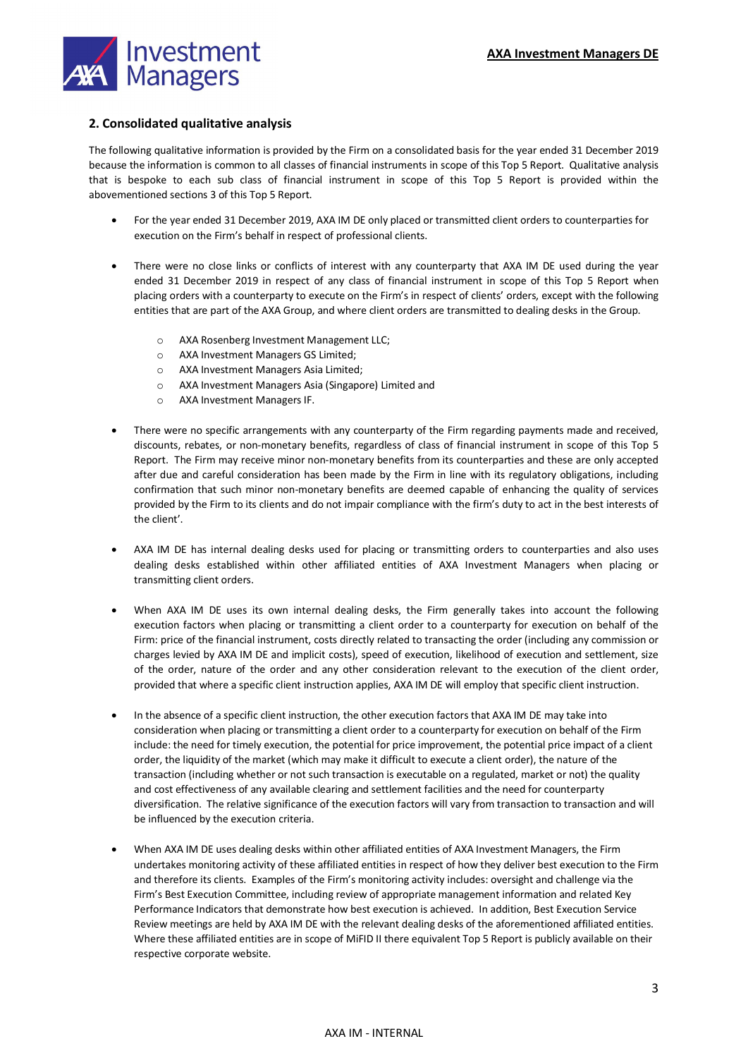## 2. Consolidated qualitative analysis

The following qualitative information is provided by the Firm on a consolidated basis for the year ended 31 December 2019 because the information is common to all classes of financial instruments in scope of this Top 5 Report. Qualitative analysis that is bespoke to each sub class of financial instrument in scope of this Top 5 Report is provided within the abovementioned sections 3 of this Top 5 Report.

- For the year ended 31 December 2019, AXA IM DE only placed or transmitted client orders to counterparties for execution on the Firm's behalf in respect of professional clients.

- There were no close links or conflicts of interest with any counterparty that AXA IM DE used during the year ended 31 December 2019 in respect of any class of financial instrument in scope of this Top 5 Report when placing orders with a counterparty to execute on the Firm's in respect of clients' orders, except with the following entities that are part of the AXA Group, and where client orders are transmitted to dealing desks in the Group.

    - AXA Rosenberg Investment Management LLC;
    - AXA Investment Managers GS Limited;
    - AXA Investment Managers Asia Limited;
    - AXA Investment Managers Asia (Singapore) Limited and
    - AXA Investment Managers IF.

- There were no specific arrangements with any counterparty of the Firm regarding payments made and received, discounts, rebates, or non-monetary benefits, regardless of class of financial instrument in scope of this Top 5 Report. The Firm may receive minor non-monetary benefits from its counterparties and these are only accepted after due and careful consideration has been made by the Firm in line with its regulatory obligations, including confirmation that such minor non-monetary benefits are deemed capable of enhancing the quality of services provided by the Firm to its clients and do not impair compliance with the firm's duty to act in the best interests of the client'.

- AXA IM DE has internal dealing desks used for placing or transmitting orders to counterparties and also uses dealing desks established within other affiliated entities of AXA Investment Managers when placing or transmitting client orders.

- When AXA IM DE uses its own internal dealing desks, the Firm generally takes into account the following execution factors when placing or transmitting a client order to a counterparty for execution on behalf of the Firm: price of the financial instrument, costs directly related to transacting the order (including any commission or charges levied by AXA IM DE and implicit costs), speed of execution, likelihood of execution and settlement, size of the order, nature of the order and any other consideration relevant to the execution of the client order, provided that where a specific client instruction applies, AXA IM DE will employ that specific client instruction.

- In the absence of a specific client instruction, the other execution factors that AXA IM DE may take into consideration when placing or transmitting a client order to a counterparty for execution on behalf of the Firm include: the need for timely execution, the potential for price improvement, the potential price impact of a client order, the liquidity of the market (which may make it difficult to execute a client order), the nature of the transaction (including whether or not such transaction is executable on a regulated, market or not) the quality and cost effectiveness of any available clearing and settlement facilities and the need for counterparty diversification. The relative significance of the execution factors will vary from transaction to transaction and will be influenced by the execution criteria.

- When AXA IM DE uses dealing desks within other affiliated entities of AXA Investment Managers, the Firm undertakes monitoring activity of these affiliated entities in respect of how they deliver best execution to the Firm and therefore its clients. Examples of the Firm's monitoring activity includes: oversight and challenge via the Firm's Best Execution Committee, including review of appropriate management information and related Key Performance Indicators that demonstrate how best execution is achieved. In addition, Best Execution Service Review meetings are held by AXA IM DE with the relevant dealing desks of the aforementioned affiliated entities. Where these affiliated entities are in scope of MiFID II there equivalent Top 5 Report is publicly available on their respective corporate website.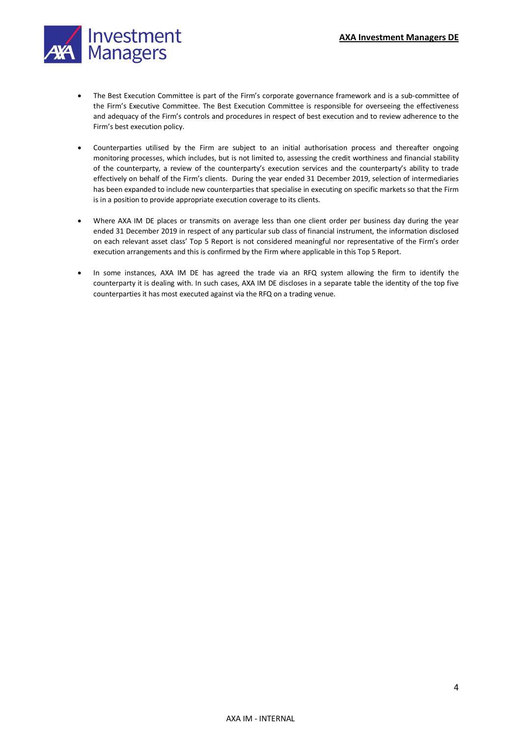- The Best Execution Committee is part of the Firm's corporate governance framework and is a sub-committee of the Firm's Executive Committee. The Best Execution Committee is responsible for overseeing the effectiveness and adequacy of the Firm's controls and procedures in respect of best execution and to review adherence to the Firm's best execution policy.

- Counterparties utilised by the Firm are subject to an initial authorisation process and thereafter ongoing monitoring processes, which includes, but is not limited to, assessing the credit worthiness and financial stability of the counterparty, a review of the counterparty's execution services and the counterparty's ability to trade effectively on behalf of the Firm's clients. During the year ended 31 December 2019, selection of intermediaries has been expanded to include new counterparties that specialise in executing on specific markets so that the Firm is in a position to provide appropriate execution coverage to its clients.

- Where AXA IM DE places or transmits on average less than one client order per business day during the year ended 31 December 2019 in respect of any particular sub class of financial instrument, the information disclosed on each relevant asset class' Top 5 Report is not considered meaningful nor representative of the Firm's order execution arrangements and this is confirmed by the Firm where applicable in this Top 5 Report.

- In some instances, AXA IM DE has agreed the trade via an RFQ system allowing the firm to identify the counterparty it is dealing with. In such cases, AXA IM DE discloses in a separate table the identity of the top five counterparties it has most executed against via the RFQ on a trading venue.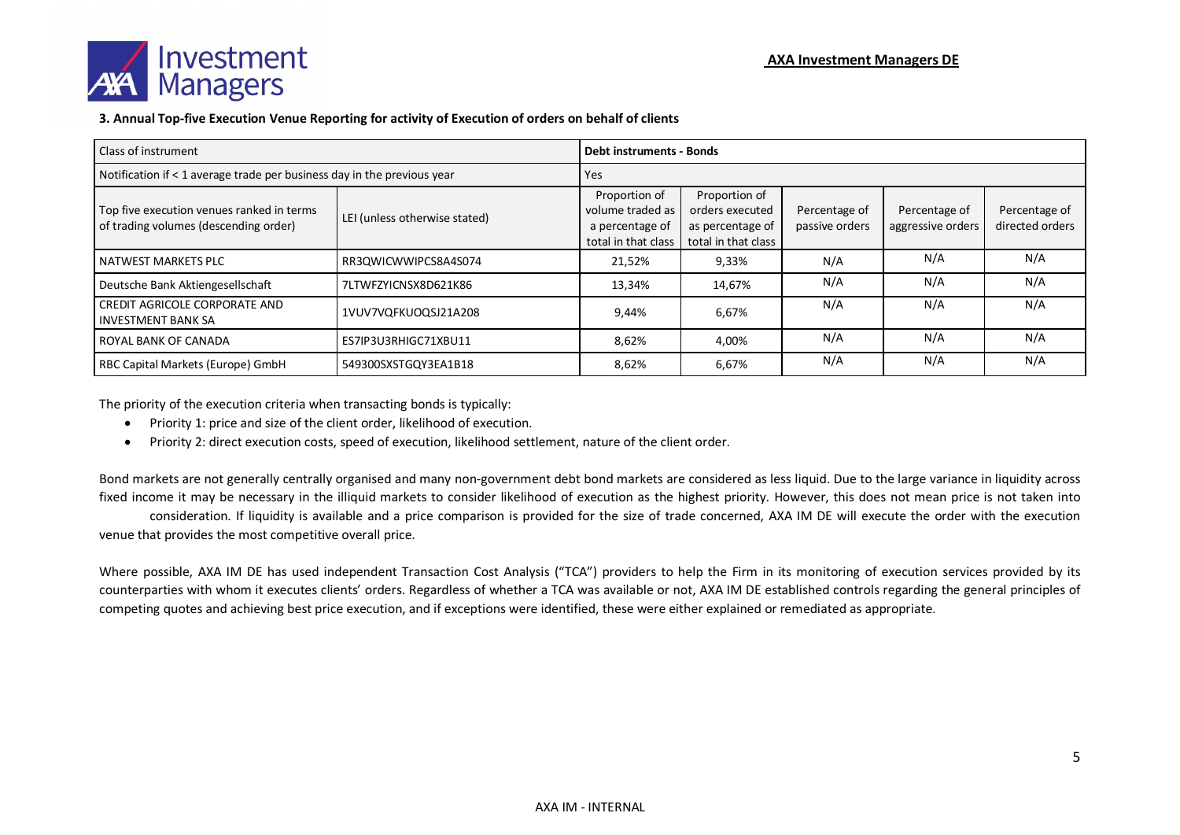**3. Annual Top-five Execution Venue Reporting for activity of Execution of orders on behalf of clients**

| Class of instrument | | **Debt instruments - Bonds** | | | | |
|---|---|---|---|---|---|---|
| Notification if < 1 average trade per business day in the previous year | | Yes | | | | |
| Top five execution venues ranked in terms of trading volumes (descending order) | LEI (unless otherwise stated) | Proportion of volume traded as a percentage of total in that class | Proportion of orders executed as percentage of total in that class | Percentage of passive orders | Percentage of aggressive orders | Percentage of directed orders |
| NATWEST MARKETS PLC | RR3QWICWWIPCS8A4S074 | 21,52% | 9,33% | N/A | N/A | N/A |
| Deutsche Bank Aktiengesellschaft | 7LTWFZYICNSX8D621K86 | 13,34% | 14,67% | N/A | N/A | N/A |
| CREDIT AGRICOLE CORPORATE AND INVESTMENT BANK SA | 1VUV7VQFKUOQSJ21A208 | 9,44% | 6,67% | N/A | N/A | N/A |
| ROYAL BANK OF CANADA | ES7IP3U3RHIGC71XBU11 | 8,62% | 4,00% | N/A | N/A | N/A |
| RBC Capital Markets (Europe) GmbH | 549300SXSTGQY3EA1B18 | 8,62% | 6,67% | N/A | N/A | N/A |

The priority of the execution criteria when transacting bonds is typically:

- Priority 1: price and size of the client order, likelihood of execution.
- Priority 2: direct execution costs, speed of execution, likelihood settlement, nature of the client order.

Bond markets are not generally centrally organised and many non-government debt bond markets are considered as less liquid. Due to the large variance in liquidity across fixed income it may be necessary in the illiquid markets to consider likelihood of execution as the highest priority. However, this does not mean price is not taken into consideration. If liquidity is available and a price comparison is provided for the size of trade concerned, AXA IM DE will execute the order with the execution venue that provides the most competitive overall price.

Where possible, AXA IM DE has used independent Transaction Cost Analysis ("TCA") providers to help the Firm in its monitoring of execution services provided by its counterparties with whom it executes clients' orders. Regardless of whether a TCA was available or not, AXA IM DE established controls regarding the general principles of competing quotes and achieving best price execution, and if exceptions were identified, these were either explained or remediated as appropriate.